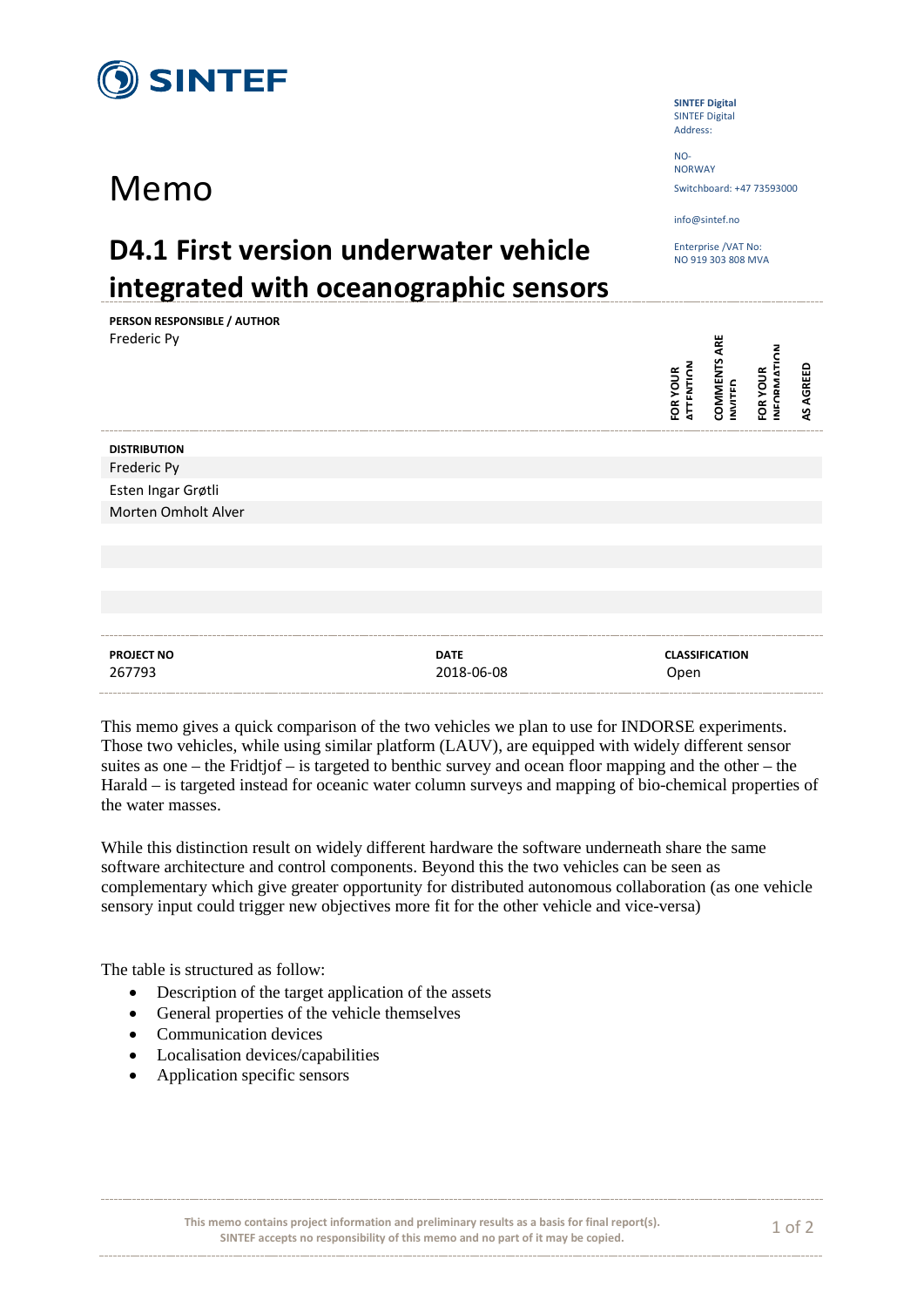SINTEF

**SINTEF Digital**
SINTEF Digital
Address:

NO-
NORWAY

Switchboard: +47 73593000

info@sintef.no

Enterprise /VAT No:
NO 919 303 808 MVA

# Memo

## D4.1 First version underwater vehicle integrated with oceanographic sensors

**PERSON RESPONSIBLE / AUTHOR**
Frederic Py

| DISTRIBUTION | FOR YOUR ATTENTION | COMMENTS ARE INVITED | FOR YOUR INFORMATION | AS AGREED |
|---|---|---|---|---|
| Frederic Py | | | | |
| Esten Ingar Grøtli | | | | |
| Morten Omholt Alver | | | | |

| PROJECT NO | DATE | CLASSIFICATION |
|---|---|---|
| 267793 | 2018-06-08 | Open |

This memo gives a quick comparison of the two vehicles we plan to use for INDORSE experiments. Those two vehicles, while using similar platform (LAUV), are equipped with widely different sensor suites as one – the Fridtjof – is targeted to benthic survey and ocean floor mapping and the other – the Harald – is targeted instead for oceanic water column surveys and mapping of bio-chemical properties of the water masses.

While this distinction result on widely different hardware the software underneath share the same software architecture and control components. Beyond this the two vehicles can be seen as complementary which give greater opportunity for distributed autonomous collaboration (as one vehicle sensory input could trigger new objectives more fit for the other vehicle and vice-versa)

The table is structured as follow:

- Description of the target application of the assets
- General properties of the vehicle themselves
- Communication devices
- Localisation devices/capabilities
- Application specific sensors

This memo contains project information and preliminary results as a basis for final report(s). SINTEF accepts no responsibility of this memo and no part of it may be copied.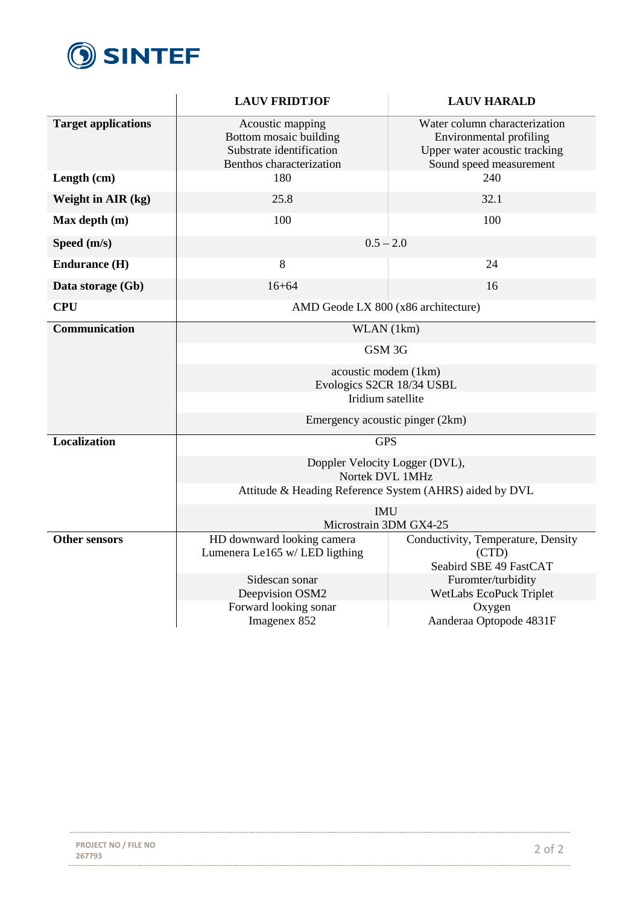| | LAUV FRIDTJOF | LAUV HARALD |
|---|---|---|
| **Target applications** | Acoustic mapping<br>Bottom mosaic building<br>Substrate identification<br>Benthos characterization | Water column characterization<br>Environmental profiling<br>Upper water acoustic tracking<br>Sound speed measurement |
| **Length (cm)** | 180 | 240 |
| **Weight in AIR (kg)** | 25.8 | 32.1 |
| **Max depth (m)** | 100 | 100 |
| **Speed (m/s)** | 0.5 – 2.0 | |
| **Endurance (H)** | 8 | 24 |
| **Data storage (Gb)** | 16+64 | 16 |
| **CPU** | AMD Geode LX 800 (x86 architecture) | |
| **Communication** | WLAN (1km) | |
| | GSM 3G | |
| | acoustic modem (1km)<br>Evologics S2CR 18/34 USBL | |
| | Iridium satellite | |
| | Emergency acoustic pinger (2km) | |
| **Localization** | GPS | |
| | Doppler Velocity Logger (DVL),<br>Nortek DVL 1MHz | |
| | Attitude & Heading Reference System (AHRS) aided by DVL | |
| | IMU<br>Microstrain 3DM GX4-25 | |
| **Other sensors** | HD downward looking camera<br>Lumenera Le165 w/ LED ligthing | Conductivity, Temperature, Density (CTD)<br>Seabird SBE 49 FastCAT |
| | Sidescan sonar<br>Deepvision OSM2 | Furomter/turbidity<br>WetLabs EcoPuck Triplet |
| | Forward looking sonar<br>Imagenex 852 | Oxygen<br>Aanderaa Optopode 4831F |